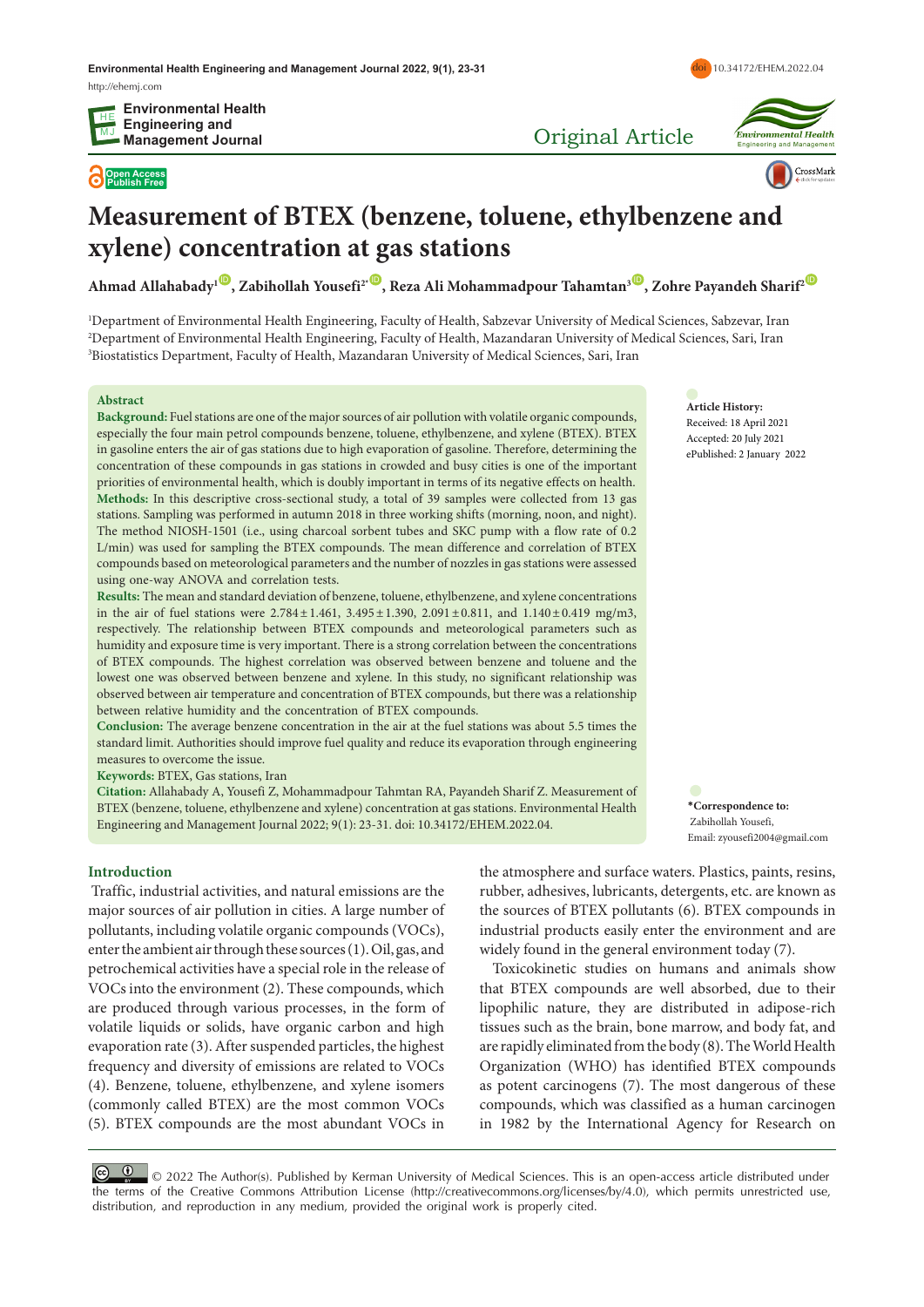# Measurement of BTEX (benzene, toluene, ethylbenzene and xylene) concentration at gas stations

**Ahmad Allahabady[1], Zabihollah Yousefi[2*], Reza Ali Mohammadpour Tahamtan[3], Zohre Payandeh Sharif[2]**

[1]Department of Environmental Health Engineering, Faculty of Health, Sabzevar University of Medical Sciences, Sabzevar, Iran
[2]Department of Environmental Health Engineering, Faculty of Health, Mazandaran University of Medical Sciences, Sari, Iran
[3]Biostatistics Department, Faculty of Health, Mazandaran University of Medical Sciences, Sari, Iran

**Article History:**
Received: 18 April 2021
Accepted: 20 July 2021
ePublished: 2 January 2022

**\*Correspondence to:**
Zabihollah Yousefi,
Email: zyousefi2004@gmail.com

## Abstract

**Background:** Fuel stations are one of the major sources of air pollution with volatile organic compounds, especially the four main petrol compounds benzene, toluene, ethylbenzene, and xylene (BTEX). BTEX in gasoline enters the air of gas stations due to high evaporation of gasoline. Therefore, determining the concentration of these compounds in gas stations in crowded and busy cities is one of the important priorities of environmental health, which is doubly important in terms of its negative effects on health.

**Methods:** In this descriptive cross-sectional study, a total of 39 samples were collected from 13 gas stations. Sampling was performed in autumn 2018 in three working shifts (morning, noon, and night). The method NIOSH-1501 (i.e., using charcoal sorbent tubes and SKC pump with a flow rate of 0.2 L/min) was used for sampling the BTEX compounds. The mean difference and correlation of BTEX compounds based on meteorological parameters and the number of nozzles in gas stations were assessed using one-way ANOVA and correlation tests.

**Results:** The mean and standard deviation of benzene, toluene, ethylbenzene, and xylene concentrations in the air of fuel stations were $2.784 \pm 1.461$, $3.495 \pm 1.390$, $2.091 \pm 0.811$, and $1.140 \pm 0.419$ mg/m3, respectively. The relationship between BTEX compounds and meteorological parameters such as humidity and exposure time is very important. There is a strong correlation between the concentrations of BTEX compounds. The highest correlation was observed between benzene and toluene and the lowest one was observed between benzene and xylene. In this study, no significant relationship was observed between air temperature and concentration of BTEX compounds, but there was a relationship between relative humidity and the concentration of BTEX compounds.

**Conclusion:** The average benzene concentration in the air at the fuel stations was about 5.5 times the standard limit. Authorities should improve fuel quality and reduce its evaporation through engineering measures to overcome the issue.

**Keywords:** BTEX, Gas stations, Iran

**Citation:** Allahabady A, Yousefi Z, Mohammadpour Tahmtan RA, Payandeh Sharif Z. Measurement of BTEX (benzene, toluene, ethylbenzene and xylene) concentration at gas stations. Environmental Health Engineering and Management Journal 2022; 9(1): 23-31. doi: 10.34172/EHEM.2022.04.

## Introduction

Traffic, industrial activities, and natural emissions are the major sources of air pollution in cities. A large number of pollutants, including volatile organic compounds (VOCs), enter the ambient air through these sources (1). Oil, gas, and petrochemical activities have a special role in the release of VOCs into the environment (2). These compounds, which are produced through various processes, in the form of volatile liquids or solids, have organic carbon and high evaporation rate (3). After suspended particles, the highest frequency and diversity of emissions are related to VOCs (4). Benzene, toluene, ethylbenzene, and xylene isomers (commonly called BTEX) are the most common VOCs (5). BTEX compounds are the most abundant VOCs in the atmosphere and surface waters. Plastics, paints, resins, rubber, adhesives, lubricants, detergents, etc. are known as the sources of BTEX pollutants (6). BTEX compounds in industrial products easily enter the environment and are widely found in the general environment today (7).

Toxicokinetic studies on humans and animals show that BTEX compounds are well absorbed, due to their lipophilic nature, they are distributed in adipose-rich tissues such as the brain, bone marrow, and body fat, and are rapidly eliminated from the body (8). The World Health Organization (WHO) has identified BTEX compounds as potent carcinogens (7). The most dangerous of these compounds, which was classified as a human carcinogen in 1982 by the International Agency for Research on

© 2022 The Author(s). Published by Kerman University of Medical Sciences. This is an open-access article distributed under the terms of the Creative Commons Attribution License (http://creativecommons.org/licenses/by/4.0), which permits unrestricted use, distribution, and reproduction in any medium, provided the original work is properly cited.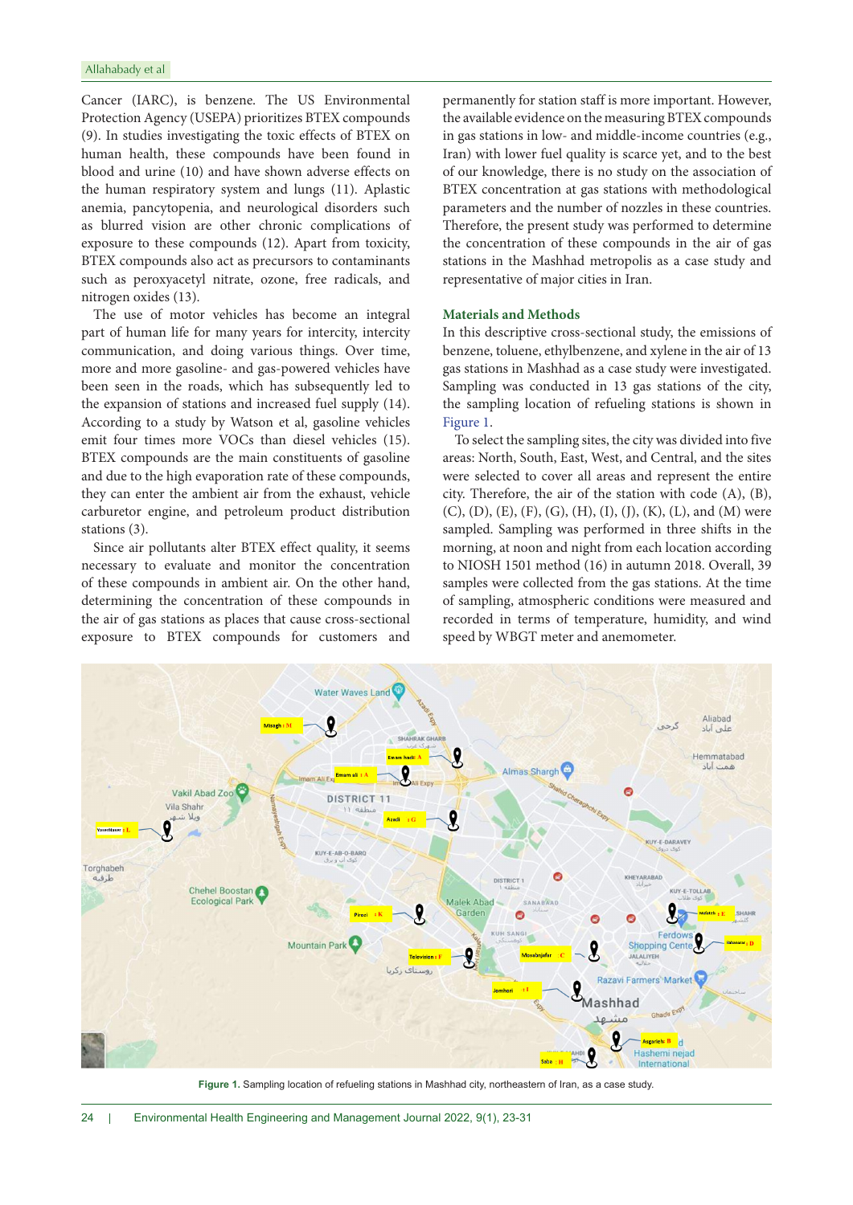Cancer (IARC), is benzene. The US Environmental Protection Agency (USEPA) prioritizes BTEX compounds (9). In studies investigating the toxic effects of BTEX on human health, these compounds have been found in blood and urine (10) and have shown adverse effects on the human respiratory system and lungs (11). Aplastic anemia, pancytopenia, and neurological disorders such as blurred vision are other chronic complications of exposure to these compounds (12). Apart from toxicity, BTEX compounds also act as precursors to contaminants such as peroxyacetyl nitrate, ozone, free radicals, and nitrogen oxides (13).

The use of motor vehicles has become an integral part of human life for many years for intercity, intercity communication, and doing various things. Over time, more and more gasoline- and gas-powered vehicles have been seen in the roads, which has subsequently led to the expansion of stations and increased fuel supply (14). According to a study by Watson et al, gasoline vehicles emit four times more VOCs than diesel vehicles (15). BTEX compounds are the main constituents of gasoline and due to the high evaporation rate of these compounds, they can enter the ambient air from the exhaust, vehicle carburetor engine, and petroleum product distribution stations (3).

Since air pollutants alter BTEX effect quality, it seems necessary to evaluate and monitor the concentration of these compounds in ambient air. On the other hand, determining the concentration of these compounds in the air of gas stations as places that cause cross-sectional exposure to BTEX compounds for customers and permanently for station staff is more important. However, the available evidence on the measuring BTEX compounds in gas stations in low- and middle-income countries (e.g., Iran) with lower fuel quality is scarce yet, and to the best of our knowledge, there is no study on the association of BTEX concentration at gas stations with methodological parameters and the number of nozzles in these countries. Therefore, the present study was performed to determine the concentration of these compounds in the air of gas stations in the Mashhad metropolis as a case study and representative of major cities in Iran.

## Materials and Methods

In this descriptive cross-sectional study, the emissions of benzene, toluene, ethylbenzene, and xylene in the air of 13 gas stations in Mashhad as a case study were investigated. Sampling was conducted in 13 gas stations of the city, the sampling location of refueling stations is shown in Figure 1.

To select the sampling sites, the city was divided into five areas: North, South, East, West, and Central, and the sites were selected to cover all areas and represent the entire city. Therefore, the air of the station with code (A), (B), (C), (D), (E), (F), (G), (H), (I), (J), (K), (L), and (M) were sampled. Sampling was performed in three shifts in the morning, at noon and night from each location according to NIOSH 1501 method (16) in autumn 2018. Overall, 39 samples were collected from the gas stations. At the time of sampling, atmospheric conditions were measured and recorded in terms of temperature, humidity, and wind speed by WBGT meter and anemometer.

**Figure 1.** Sampling location of refueling stations in Mashhad city, northeastern of Iran, as a case study.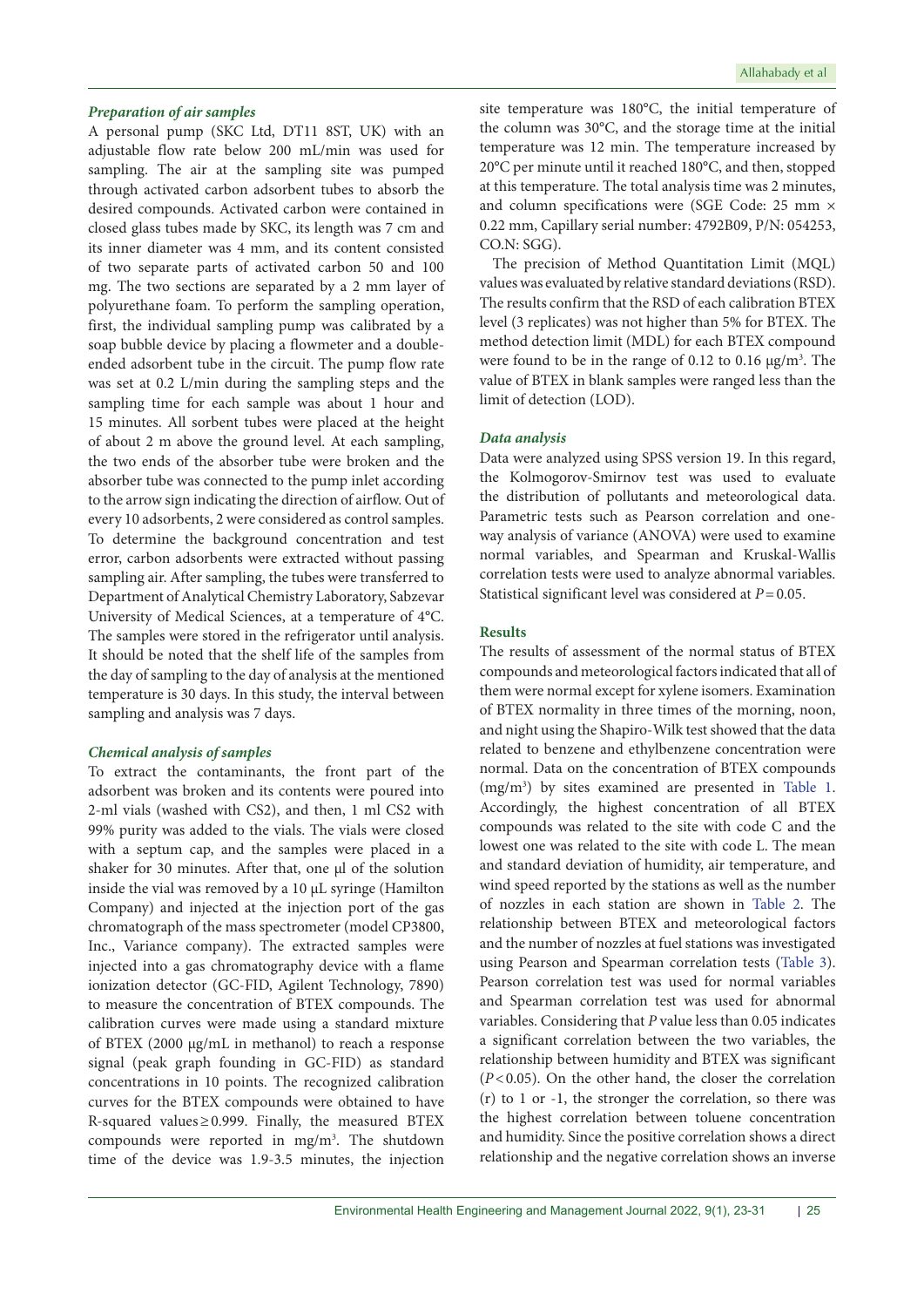### *Preparation of air samples*

A personal pump (SKC Ltd, DT11 8ST, UK) with an adjustable flow rate below 200 mL/min was used for sampling. The air at the sampling site was pumped through activated carbon adsorbent tubes to absorb the desired compounds. Activated carbon were contained in closed glass tubes made by SKC, its length was 7 cm and its inner diameter was 4 mm, and its content consisted of two separate parts of activated carbon 50 and 100 mg. The two sections are separated by a 2 mm layer of polyurethane foam. To perform the sampling operation, first, the individual sampling pump was calibrated by a soap bubble device by placing a flowmeter and a double-ended adsorbent tube in the circuit. The pump flow rate was set at 0.2 L/min during the sampling steps and the sampling time for each sample was about 1 hour and 15 minutes. All sorbent tubes were placed at the height of about 2 m above the ground level. At each sampling, the two ends of the absorber tube were broken and the absorber tube was connected to the pump inlet according to the arrow sign indicating the direction of airflow. Out of every 10 adsorbents, 2 were considered as control samples. To determine the background concentration and test error, carbon adsorbents were extracted without passing sampling air. After sampling, the tubes were transferred to Department of Analytical Chemistry Laboratory, Sabzevar University of Medical Sciences, at a temperature of 4°C. The samples were stored in the refrigerator until analysis. It should be noted that the shelf life of the samples from the day of sampling to the day of analysis at the mentioned temperature is 30 days. In this study, the interval between sampling and analysis was 7 days.

### *Chemical analysis of samples*

To extract the contaminants, the front part of the adsorbent was broken and its contents were poured into 2-ml vials (washed with $CS_2$), and then, 1 ml $CS_2$ with 99% purity was added to the vials. The vials were closed with a septum cap, and the samples were placed in a shaker for 30 minutes. After that, one µl of the solution inside the vial was removed by a 10 µL syringe (Hamilton Company) and injected at the injection port of the gas chromatograph of the mass spectrometer (model CP3800, Inc., Variance company). The extracted samples were injected into a gas chromatography device with a flame ionization detector (GC-FID, Agilent Technology, 7890) to measure the concentration of BTEX compounds. The calibration curves were made using a standard mixture of BTEX (2000 µg/mL in methanol) to reach a response signal (peak graph founding in GC-FID) as standard concentrations in 10 points. The recognized calibration curves for the BTEX compounds were obtained to have R-squared values ≥ 0.999. Finally, the measured BTEX compounds were reported in mg/m$^3$. The shutdown time of the device was 1.9-3.5 minutes, the injection site temperature was 180°C, the initial temperature of the column was 30°C, and the storage time at the initial temperature was 12 min. The temperature increased by 20°C per minute until it reached 180°C, and then, stopped at this temperature. The total analysis time was 2 minutes, and column specifications were (SGE Code: 25 mm × 0.22 mm, Capillary serial number: 4792B09, P/N: 054253, CO.N: SGG).

The precision of Method Quantitation Limit (MQL) values was evaluated by relative standard deviations (RSD). The results confirm that the RSD of each calibration BTEX level (3 replicates) was not higher than 5% for BTEX. The method detection limit (MDL) for each BTEX compound were found to be in the range of 0.12 to 0.16 µg/m$^3$. The value of BTEX in blank samples were ranged less than the limit of detection (LOD).

### *Data analysis*

Data were analyzed using SPSS version 19. In this regard, the Kolmogorov-Smirnov test was used to evaluate the distribution of pollutants and meteorological data. Parametric tests such as Pearson correlation and one-way analysis of variance (ANOVA) were used to examine normal variables, and Spearman and Kruskal-Wallis correlation tests were used to analyze abnormal variables. Statistical significant level was considered at $P = 0.05$.

## Results

The results of assessment of the normal status of BTEX compounds and meteorological factors indicated that all of them were normal except for xylene isomers. Examination of BTEX normality in three times of the morning, noon, and night using the Shapiro-Wilk test showed that the data related to benzene and ethylbenzene concentration were normal. Data on the concentration of BTEX compounds (mg/m$^3$) by sites examined are presented in Table 1. Accordingly, the highest concentration of all BTEX compounds was related to the site with code C and the lowest one was related to the site with code L. The mean and standard deviation of humidity, air temperature, and wind speed reported by the stations as well as the number of nozzles in each station are shown in Table 2. The relationship between BTEX and meteorological factors and the number of nozzles at fuel stations was investigated using Pearson and Spearman correlation tests (Table 3). Pearson correlation test was used for normal variables and Spearman correlation test was used for abnormal variables. Considering that $P$ value less than 0.05 indicates a significant correlation between the two variables, the relationship between humidity and BTEX was significant ($P < 0.05$). On the other hand, the closer the correlation (r) to 1 or -1, the stronger the correlation, so there was the highest correlation between toluene concentration and humidity. Since the positive correlation shows a direct relationship and the negative correlation shows an inverse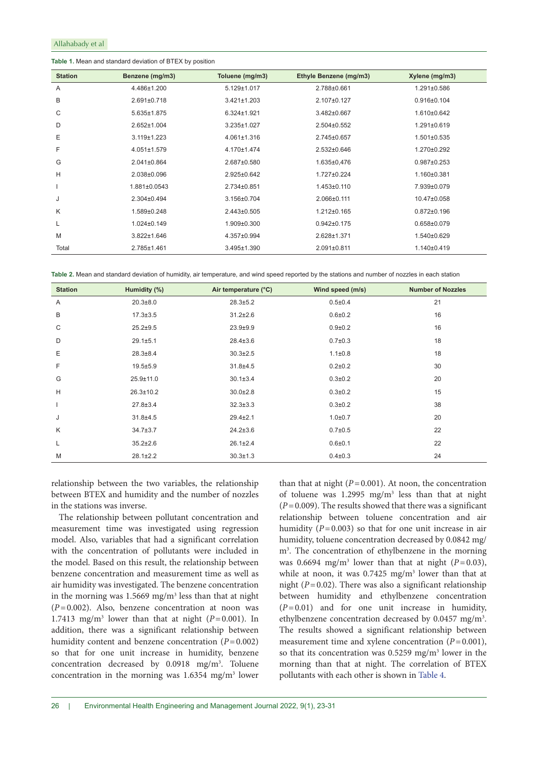**Table 1.** Mean and standard deviation of BTEX by position

| Station | Benzene (mg/m3) | Toluene (mg/m3) | Ethyle Benzene (mg/m3) | Xylene (mg/m3) |
|---|---|---|---|---|
| A | 4.486±1.200 | 5.129±1.017 | 2.788±0.661 | 1.291±0.586 |
| B | 2.691±0.718 | 3.421±1.203 | 2.107±0.127 | 0.916±0.104 |
| C | 5.635±1.875 | 6.324±1.921 | 3.482±0.667 | 1.610±0.642 |
| D | 2.652±1.004 | 3.235±1.027 | 2.504±0.552 | 1.291±0.619 |
| E | 3.119±1.223 | 4.061±1.316 | 2.745±0.657 | 1.501±0.535 |
| F | 4.051±1.579 | 4.170±1.474 | 2.532±0.646 | 1.270±0.292 |
| G | 2.041±0.864 | 2.687±0.580 | 1.635±0,476 | 0.987±0.253 |
| H | 2.038±0.096 | 2.925±0.642 | 1.727±0.224 | 1.160±0.381 |
| I | 1.881±0.0543 | 2.734±0.851 | 1.453±0.110 | 7.939±0.079 |
| J | 2.304±0.494 | 3.156±0.704 | 2.066±0.111 | 10.47±0.058 |
| K | 1.589±0.248 | 2.443±0.505 | 1.212±0.165 | 0.872±0.196 |
| L | 1.024±0.149 | 1.909±0.300 | 0.942±0.175 | 0.658±0.079 |
| M | 3.822±1.646 | 4.357±0.994 | 2.628±1.371 | 1.540±0.629 |
| Total | 2.785±1.461 | 3.495±1.390 | 2.091±0.811 | 1.140±0.419 |

**Table 2.** Mean and standard deviation of humidity, air temperature, and wind speed reported by the stations and number of nozzles in each station

| Station | Humidity (%) | Air temperature (°C) | Wind speed (m/s) | Number of Nozzles |
|---|---|---|---|---|
| A | 20.3±8.0 | 28.3±5.2 | 0.5±0.4 | 21 |
| B | 17.3±3.5 | 31.2±2.6 | 0.6±0.2 | 16 |
| C | 25.2±9.5 | 23.9±9.9 | 0.9±0.2 | 16 |
| D | 29.1±5.1 | 28.4±3.6 | 0.7±0.3 | 18 |
| E | 28.3±8.4 | 30.3±2.5 | 1.1±0.8 | 18 |
| F | 19.5±5.9 | 31.8±4.5 | 0.2±0.2 | 30 |
| G | 25.9±11.0 | 30.1±3.4 | 0.3±0.2 | 20 |
| H | 26.3±10.2 | 30.0±2.8 | 0.3±0.2 | 15 |
| I | 27.8±3.4 | 32.3±3.3 | 0.3±0.2 | 38 |
| J | 31.8±4.5 | 29.4±2.1 | 1.0±0.7 | 20 |
| K | 34.7±3.7 | 24.2±3.6 | 0.7±0.5 | 22 |
| L | 35.2±2.6 | 26.1±2.4 | 0.6±0.1 | 22 |
| M | 28.1±2.2 | 30.3±1.3 | 0.4±0.3 | 24 |

relationship between the two variables, the relationship between BTEX and humidity and the number of nozzles in the stations was inverse.

The relationship between pollutant concentration and measurement time was investigated using regression model. Also, variables that had a significant correlation with the concentration of pollutants were included in the model. Based on this result, the relationship between benzene concentration and measurement time as well as air humidity was investigated. The benzene concentration in the morning was 1.5669 mg/m$^3$ less than that at night ($P=0.002$). Also, benzene concentration at noon was 1.7413 mg/m$^3$ lower than that at night ($P=0.001$). In addition, there was a significant relationship between humidity content and benzene concentration ($P=0.002$) so that for one unit increase in humidity, benzene concentration decreased by 0.0918 mg/m$^3$. Toluene concentration in the morning was 1.6354 mg/m$^3$ lower than that at night ($P=0.001$). At noon, the concentration of toluene was 1.2995 mg/m$^3$ less than that at night ($P=0.009$). The results showed that there was a significant relationship between toluene concentration and air humidity ($P=0.003$) so that for one unit increase in air humidity, toluene concentration decreased by 0.0842 mg/m$^3$. The concentration of ethylbenzene in the morning was 0.6694 mg/m$^3$ lower than that at night ($P=0.03$), while at noon, it was 0.7425 mg/m$^3$ lower than that at night ($P=0.02$). There was also a significant relationship between humidity and ethylbenzene concentration ($P=0.01$) and for one unit increase in humidity, ethylbenzene concentration decreased by 0.0457 mg/m$^3$. The results showed a significant relationship between measurement time and xylene concentration ($P=0.001$), so that its concentration was 0.5259 mg/m$^3$ lower in the morning than that at night. The correlation of BTEX pollutants with each other is shown in Table 4.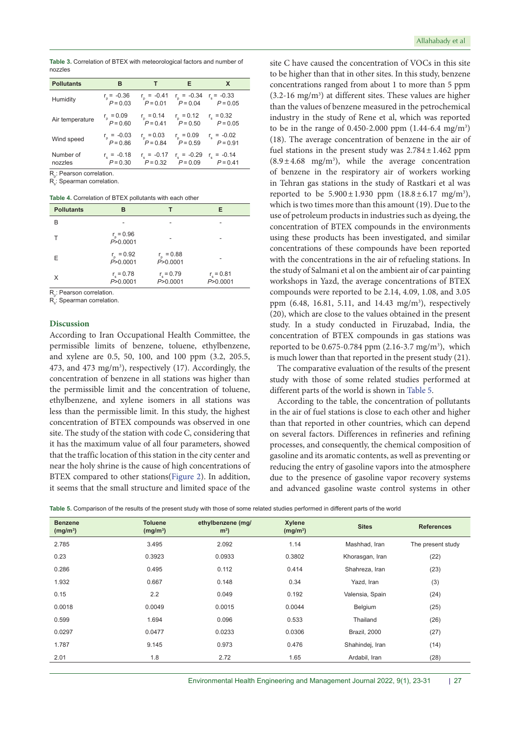**Table 3.** Correlation of BTEX with meteorological factors and number of nozzles

| Pollutants | B | T | E | X |
|---|---|---|---|---|
| Humidity | $r_p$ = -0.36 $P$ = 0.03 | $r_p$ = -0.41 $P$ = 0.01 | $r_p$ = -0.34 $P$ = 0.04 | $r_s$ = -0.33 $P$ = 0.05 |
| Air temperature | $r_p$ = 0.09 $P$ = 0.60 | $r_p$ = 0.14 $P$ = 0.41 | $r_p$ = 0.12 $P$ = 0.50 | $r_s$ = 0.32 $P$ = 0.05 |
| Wind speed | $r_p$ = -0.03 $P$ = 0.86 | $r_p$ = 0.03 $P$ = 0.84 | $r_p$ = 0.09 $P$ = 0.59 | $r_s$ = -0.02 $P$ = 0.91 |
| Number of nozzles | $r_s$ = -0.18 $P$ = 0.30 | $r_s$ = -0.17 $P$ = 0.32 | $r_s$ = -0.29 $P$ = 0.09 | $r_s$ = -0.14 $P$ = 0.41 |

$R_p$: Pearson correlation.
$R_s$: Spearman correlation.

**Table 4.** Correlation of BTEX pollutants with each other

| Pollutants | B | T | E |
|---|---|---|---|
| B | - | - | - |
| T | $r_p$ = 0.96 $P$>0.0001 | - | - |
| E | $r_p$ = 0.92 $P$>0.0001 | $r_p$ = 0.88 $P$>0.0001 | - |
| X | $r_s$ = 0.78 $P$>0.0001 | $r_s$ = 0.79 $P$>0.0001 | $r_s$ = 0.81 $P$>0.0001 |

$R_p$: Pearson correlation.
$R_s$: Spearman correlation.

## Discussion

According to Iran Occupational Health Committee, the permissible limits of benzene, toluene, ethylbenzene, and xylene are 0.5, 50, 100, and 100 ppm (3.2, 205.5, 473, and 473 mg/m$^3$), respectively (17). Accordingly, the concentration of benzene in all stations was higher than the permissible limit and the concentration of toluene, ethylbenzene, and xylene isomers in all stations was less than the permissible limit. In this study, the highest concentration of BTEX compounds was observed in one site. The study of the station with code C, considering that it has the maximum value of all four parameters, showed that the traffic location of this station in the city center and near the holy shrine is the cause of high concentrations of BTEX compared to other stations(Figure 2). In addition, it seems that the small structure and limited space of the site C have caused the concentration of VOCs in this site to be higher than that in other sites. In this study, benzene concentrations ranged from about 1 to more than 5 ppm (3.2-16 mg/m$^3$) at different sites. These values are higher than the values of benzene measured in the petrochemical industry in the study of Rene et al, which was reported to be in the range of 0.450-2.000 ppm (1.44-6.4 mg/m$^3$) (18). The average concentration of benzene in the air of fuel stations in the present study was 2.784 ± 1.462 ppm (8.9 ± 4.68 mg/m$^3$), while the average concentration of benzene in the respiratory air of workers working in Tehran gas stations in the study of Rastkari et al was reported to be 5.900 ± 1.930 ppm (18.8 ± 6.17 mg/m$^3$), which is two times more than this amount (19). Due to the use of petroleum products in industries such as dyeing, the concentration of BTEX compounds in the environments using these products has been investigated, and similar concentrations of these compounds have been reported with the concentrations in the air of refueling stations. In the study of Salmani et al on the ambient air of car painting workshops in Yazd, the average concentrations of BTEX compounds were reported to be 2.14, 4.09, 1.08, and 3.05 ppm (6.48, 16.81, 5.11, and 14.43 mg/m$^3$), respectively (20), which are close to the values obtained in the present study. In a study conducted in Firuzabad, India, the concentration of BTEX compounds in gas stations was reported to be 0.675-0.784 ppm (2.16-3.7 mg/m$^3$), which is much lower than that reported in the present study (21).

The comparative evaluation of the results of the present study with those of some related studies performed at different parts of the world is shown in Table 5.

According to the table, the concentration of pollutants in the air of fuel stations is close to each other and higher than that reported in other countries, which can depend on several factors. Differences in refineries and refining processes, and consequently, the chemical composition of gasoline and its aromatic contents, as well as preventing or reducing the entry of gasoline vapors into the atmosphere due to the presence of gasoline vapor recovery systems and advanced gasoline waste control systems in other

**Table 5.** Comparison of the results of the present study with those of some related studies performed in different parts of the world

| Benzene (mg/m$^3$) | Toluene (mg/m$^3$) | ethylbenzene (mg/m$^3$) | Xylene (mg/m$^3$) | Sites | References |
|---|---|---|---|---|---|
| 2.785 | 3.495 | 2.092 | 1.14 | Mashhad, Iran | The present study |
| 0.23 | 0.3923 | 0.0933 | 0.3802 | Khorasgan, Iran | (22) |
| 0.286 | 0.495 | 0.112 | 0.414 | Shahreza, Iran | (23) |
| 1.932 | 0.667 | 0.148 | 0.34 | Yazd, Iran | (3) |
| 0.15 | 2.2 | 0.049 | 0.192 | Valensia, Spain | (24) |
| 0.0018 | 0.0049 | 0.0015 | 0.0044 | Belgium | (25) |
| 0.599 | 1.694 | 0.096 | 0.533 | Thailand | (26) |
| 0.0297 | 0.0477 | 0.0233 | 0.0306 | Brazil, 2000 | (27) |
| 1.787 | 9.145 | 0.973 | 0.476 | Shahindej, Iran | (14) |
| 2.01 | 1.8 | 2.72 | 1.65 | Ardabil, Iran | (28) |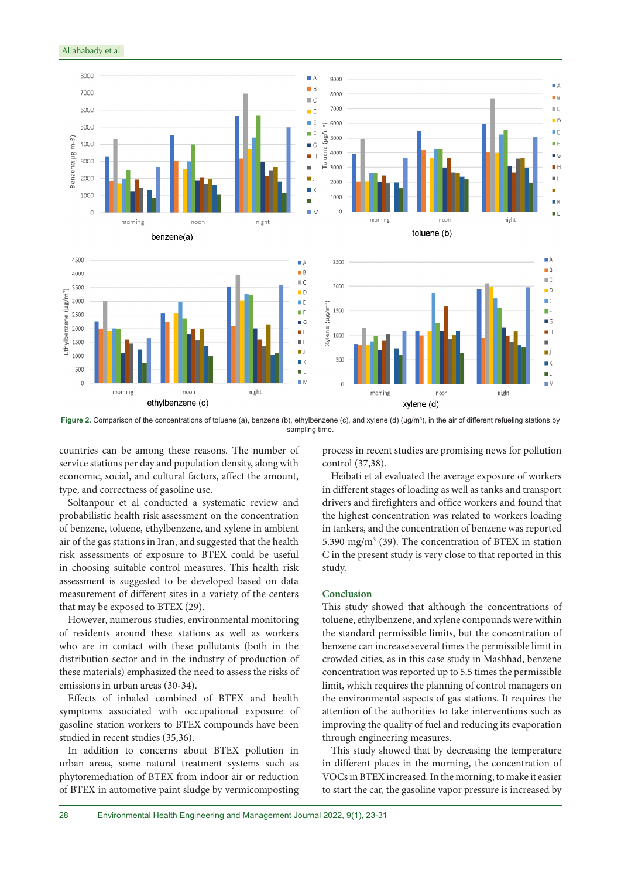**Figure 2.** Comparison of the concentrations of toluene (a), benzene (b), ethylbenzene (c), and xylene (d) (µg/m³), in the air of different refueling stations by sampling time.

countries can be among these reasons. The number of service stations per day and population density, along with economic, social, and cultural factors, affect the amount, type, and correctness of gasoline use.

Soltanpour et al conducted a systematic review and probabilistic health risk assessment on the concentration of benzene, toluene, ethylbenzene, and xylene in ambient air of the gas stations in Iran, and suggested that the health risk assessments of exposure to BTEX could be useful in choosing suitable control measures. This health risk assessment is suggested to be developed based on data measurement of different sites in a variety of the centers that may be exposed to BTEX (29).

However, numerous studies, environmental monitoring of residents around these stations as well as workers who are in contact with these pollutants (both in the distribution sector and in the industry of production of these materials) emphasized the need to assess the risks of emissions in urban areas (30-34).

Effects of inhaled combined of BTEX and health symptoms associated with occupational exposure of gasoline station workers to BTEX compounds have been studied in recent studies (35,36).

In addition to concerns about BTEX pollution in urban areas, some natural treatment systems such as phytoremediation of BTEX from indoor air or reduction of BTEX in automotive paint sludge by vermicomposting process in recent studies are promising news for pollution control (37,38).

Heibati et al evaluated the average exposure of workers in different stages of loading as well as tanks and transport drivers and firefighters and office workers and found that the highest concentration was related to workers loading in tankers, and the concentration of benzene was reported 5.390 mg/m³ (39). The concentration of BTEX in station C in the present study is very close to that reported in this study.

## Conclusion

This study showed that although the concentrations of toluene, ethylbenzene, and xylene compounds were within the standard permissible limits, but the concentration of benzene can increase several times the permissible limit in crowded cities, as in this case study in Mashhad, benzene concentration was reported up to 5.5 times the permissible limit, which requires the planning of control managers on the environmental aspects of gas stations. It requires the attention of the authorities to take interventions such as improving the quality of fuel and reducing its evaporation through engineering measures.

This study showed that by decreasing the temperature in different places in the morning, the concentration of VOCs in BTEX increased. In the morning, to make it easier to start the car, the gasoline vapor pressure is increased by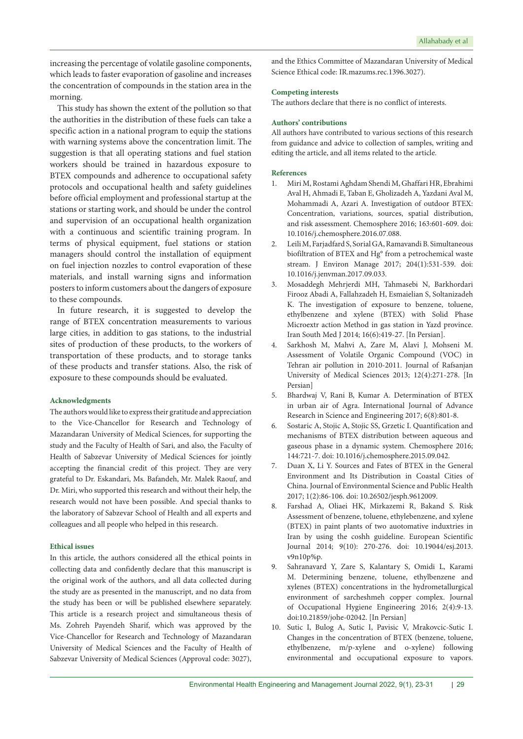increasing the percentage of volatile gasoline components, which leads to faster evaporation of gasoline and increases the concentration of compounds in the station area in the morning.

This study has shown the extent of the pollution so that the authorities in the distribution of these fuels can take a specific action in a national program to equip the stations with warning systems above the concentration limit. The suggestion is that all operating stations and fuel station workers should be trained in hazardous exposure to BTEX compounds and adherence to occupational safety protocols and occupational health and safety guidelines before official employment and professional startup at the stations or starting work, and should be under the control and supervision of an occupational health organization with a continuous and scientific training program. In terms of physical equipment, fuel stations or station managers should control the installation of equipment on fuel injection nozzles to control evaporation of these materials, and install warning signs and information posters to inform customers about the dangers of exposure to these compounds.

In future research, it is suggested to develop the range of BTEX concentration measurements to various large cities, in addition to gas stations, to the industrial sites of production of these products, to the workers of transportation of these products, and to storage tanks of these products and transfer stations. Also, the risk of exposure to these compounds should be evaluated.

### Acknowledgments

The authors would like to express their gratitude and appreciation to the Vice-Chancellor for Research and Technology of Mazandaran University of Medical Sciences, for supporting the study and the Faculty of Health of Sari, and also, the Faculty of Health of Sabzevar University of Medical Sciences for jointly accepting the financial credit of this project. They are very grateful to Dr. Eskandari, Ms. Bafandeh, Mr. Malek Raouf, and Dr. Miri, who supported this research and without their help, the research would not have been possible. And special thanks to the laboratory of Sabzevar School of Health and all experts and colleagues and all people who helped in this research.

### Ethical issues

In this article, the authors considered all the ethical points in collecting data and confidently declare that this manuscript is the original work of the authors, and all data collected during the study are as presented in the manuscript, and no data from the study has been or will be published elsewhere separately. This article is a research project and simultaneous thesis of Ms. Zohreh Payendeh Sharif, which was approved by the Vice-Chancellor for Research and Technology of Mazandaran University of Medical Sciences and the Faculty of Health of Sabzevar University of Medical Sciences (Approval code: 3027), and the Ethics Committee of Mazandaran University of Medical Science Ethical code: IR.mazums.rec.1396.3027).

### Competing interests

The authors declare that there is no conflict of interests.

### Authors' contributions

All authors have contributed to various sections of this research from guidance and advice to collection of samples, writing and editing the article, and all items related to the article.

### References

1. Miri M, Rostami Aghdam Shendi M, Ghaffari HR, Ebrahimi Aval H, Ahmadi E, Taban E, Gholizadeh A, Yazdani Aval M, Mohammadi A, Azari A. Investigation of outdoor BTEX: Concentration, variations, sources, spatial distribution, and risk assessment. Chemosphere 2016; 163:601-609. doi: 10.1016/j.chemosphere.2016.07.088.
2. Leili M, Farjadfard S, Sorial GA, Ramavandi B. Simultaneous biofiltration of BTEX and Hg° from a petrochemical waste stream. J Environ Manage 2017; 204(1):531-539. doi: 10.1016/j.jenvman.2017.09.033.
3. Mosaddegh Mehrjerdi MH, Tahmasebi N, Barkhordari Firooz Abadi A, Fallahzadeh H, Esmaielian S, Soltanizadeh K. The investigation of exposure to benzene, toluene, ethylbenzene and xylene (BTEX) with Solid Phase Microextr action Method in gas station in Yazd province. Iran South Med J 2014; 16(6):419-27. [In Persian].
4. Sarkhosh M, Mahvi A, Zare M, Alavi J, Mohseni M. Assessment of Volatile Organic Compound (VOC) in Tehran air pollution in 2010-2011. Journal of Rafsanjan University of Medical Sciences 2013; 12(4):271-278. [In Persian]
5. Bhardwaj V, Rani B, Kumar A. Determination of BTEX in urban air of Agra. International Journal of Advance Research in Science and Engineering 2017; 6(8):801-8.
6. Sostaric A, Stojic A, Stojic SS, Grzetic I. Quantification and mechanisms of BTEX distribution between aqueous and gaseous phase in a dynamic system. Chemosphere 2016; 144:721-7. doi: 10.1016/j.chemosphere.2015.09.042.
7. Duan X, Li Y. Sources and Fates of BTEX in the General Environment and Its Distribution in Coastal Cities of China. Journal of Environmental Science and Public Health 2017; 1(2):86-106. doi: 10.26502/jesph.9612009.
8. Farshad A, Oliaei HK, Mirkazemi R, Bakand S. Risk Assessment of benzene, toluene, ethylebenzene, and xylene (BTEX) in paint plants of two auotomative induxtries in Iran by using the coshh guideline. European Scientific Journal 2014; 9(10): 270-276. doi: 10.19044/esj.2013.v9n10p%p.
9. Sahranavard Y, Zare S, Kalantary S, Omidi L, Karami M. Determining benzene, toluene, ethylbenzene and xylenes (BTEX) concentrations in the hydrometallurgical environment of sarcheshmeh copper complex. Journal of Occupational Hygiene Engineering 2016; 2(4):9-13. doi:10.21859/johe-02042. [In Persian]
10. Sutic I, Bulog A, Sutic I, Pavisic V, Mrakovcic-Sutic I. Changes in the concentration of BTEX (benzene, toluene, ethylbenzene, m/p-xylene and o-xylene) following environmental and occupational exposure to vapors.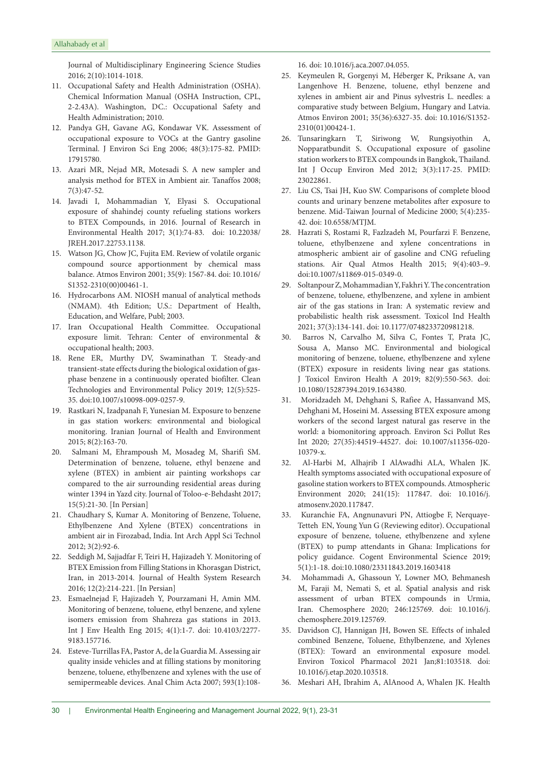Journal of Multidisciplinary Engineering Science Studies 2016; 2(10):1014-1018.

11. Occupational Safety and Health Administration (OSHA). Chemical Information Manual (OSHA Instruction, CPL, 2-2.43A). Washington, DC.: Occupational Safety and Health Administration; 2010.
12. Pandya GH, Gavane AG, Kondawar VK. Assessment of occupational exposure to VOCs at the Gantry gasoline Terminal. J Environ Sci Eng 2006; 48(3):175-82. PMID: 17915780.
13. Azari MR, Nejad MR, Motesadi S. A new sampler and analysis method for BTEX in Ambient air. Tanaffos 2008; 7(3):47-52.
14. Javadi I, Mohammadian Y, Elyasi S. Occupational exposure of shahindej county refueling stations workers to BTEX Compounds, in 2016. Journal of Research in Environmental Health 2017; 3(1):74-83. doi: 10.22038/JREH.2017.22753.1138.
15. Watson JG, Chow JC, Fujita EM. Review of volatile organic compound source apportionment by chemical mass balance. Atmos Environ 2001; 35(9): 1567-84. doi: 10.1016/S1352-2310(00)00461-1.
16. Hydrocarbons AM. NIOSH manual of analytical methods (NMAM). 4th Edition; U.S.: Department of Health, Education, and Welfare, Publ; 2003.
17. Iran Occupational Health Committee. Occupational exposure limit. Tehran: Center of environmental & occupational health; 2003.
18. Rene ER, Murthy DV, Swaminathan T. Steady-and transient-state effects during the biological oxidation of gas-phase benzene in a continuously operated biofilter. Clean Technologies and Environmental Policy 2019; 12(5):525-35. doi:10.1007/s10098-009-0257-9.
19. Rastkari N, Izadpanah F, Yunesian M. Exposure to benzene in gas station workers: environmental and biological monitoring. Iranian Journal of Health and Environment 2015; 8(2):163-70.
20. Salmani M, Ehrampoush M, Mosadeg M, Sharifi SM. Determination of benzene, toluene, ethyl benzene and xylene (BTEX) in ambient air painting workshops car compared to the air surrounding residential areas during winter 1394 in Yazd city. Journal of Toloo-e-Behdasht 2017; 15(5):21-30. [In Persian]
21. Chaudhary S, Kumar A. Monitoring of Benzene, Toluene, Ethylbenzene And Xylene (BTEX) concentrations in ambient air in Firozabad, India. Int Arch Appl Sci Technol 2012; 3(2):92-6.
22. Seddigh M, Sajjadfar F, Teiri H, Hajizadeh Y. Monitoring of BTEX Emission from Filling Stations in Khorasgan District, Iran, in 2013-2014. Journal of Health System Research 2016; 12(2):214-221. [In Persian]
23. Esmaelnejad F, Hajizadeh Y, Pourzamani H, Amin MM. Monitoring of benzene, toluene, ethyl benzene, and xylene isomers emission from Shahreza gas stations in 2013. Int J Env Health Eng 2015; 4(1):1-7. doi: 10.4103/2277-9183.157716.
24. Esteve-Turrillas FA, Pastor A, de la Guardia M. Assessing air quality inside vehicles and at filling stations by monitoring benzene, toluene, ethylbenzene and xylenes with the use of semipermeable devices. Anal Chim Acta 2007; 593(1):108-16. doi: 10.1016/j.aca.2007.04.055.
25. Keymeulen R, Gorgenyi M, Héberger K, Priksane A, van Langenhove H. Benzene, toluene, ethyl benzene and xylenes in ambient air and Pinus sylvestris L. needles: a comparative study between Belgium, Hungary and Latvia. Atmos Environ 2001; 35(36):6327-35. doi: 10.1016/S1352-2310(01)00424-1.
26. Tunsaringkarn T, Siriwong W, Rungsiyothin A, Nopparatbundit S. Occupational exposure of gasoline station workers to BTEX compounds in Bangkok, Thailand. Int J Occup Environ Med 2012; 3(3):117-25. PMID: 23022861.
27. Liu CS, Tsai JH, Kuo SW. Comparisons of complete blood counts and urinary benzene metabolites after exposure to benzene. Mid-Taiwan Journal of Medicine 2000; 5(4):235-42. doi: 10.6558/MTJM.
28. Hazrati S, Rostami R, Fazlzadeh M, Pourfarzi F. Benzene, toluene, ethylbenzene and xylene concentrations in atmospheric ambient air of gasoline and CNG refueling stations. Air Qual Atmos Health 2015; 9(4):403–9. doi:10.1007/s11869-015-0349-0.
29. Soltanpour Z, Mohammadian Y, Fakhri Y. The concentration of benzene, toluene, ethylbenzene, and xylene in ambient air of the gas stations in Iran: A systematic review and probabilistic health risk assessment. Toxicol Ind Health 2021; 37(3):134-141. doi: 10.1177/0748233720981218.
30. Barros N, Carvalho M, Silva C, Fontes T, Prata JC, Sousa A, Manso MC. Environmental and biological monitoring of benzene, toluene, ethylbenzene and xylene (BTEX) exposure in residents living near gas stations. J Toxicol Environ Health A 2019; 82(9):550-563. doi: 10.1080/15287394.2019.1634380.
31. Moridzadeh M, Dehghani S, Rafiee A, Hassanvand MS, Dehghani M, Hoseini M. Assessing BTEX exposure among workers of the second largest natural gas reserve in the world: a biomonitoring approach. Environ Sci Pollut Res Int 2020; 27(35):44519-44527. doi: 10.1007/s11356-020-10379-x.
32. Al-Harbi M, Alhajrib I AlAwadhi ALA, Whalen JK. Health symptoms associated with occupational exposure of gasoline station workers to BTEX compounds. Atmospheric Environment 2020; 241(15): 117847. doi: 10.1016/j.atmosenv.2020.117847.
33. Kuranchie FA, Angnunavuri PN, Attiogbe F, Nerquaye-Tetteh EN, Young Yun G (Reviewing editor). Occupational exposure of benzene, toluene, ethylbenzene and xylene (BTEX) to pump attendants in Ghana: Implications for policy guidance. Cogent Environmental Science 2019; 5(1):1-18. doi:10.1080/23311843.2019.1603418
34. Mohammadi A, Ghassoun Y, Lowner MO, Behmanesh M, Faraji M, Nemati S, et al. Spatial analysis and risk assessment of urban BTEX compounds in Urmia, Iran. Chemosphere 2020; 246:125769. doi: 10.1016/j.chemosphere.2019.125769.
35. Davidson CJ, Hannigan JH, Bowen SE. Effects of inhaled combined Benzene, Toluene, Ethylbenzene, and Xylenes (BTEX): Toward an environmental exposure model. Environ Toxicol Pharmacol 2021 Jan;81:103518. doi: 10.1016/j.etap.2020.103518.
36. Meshari AH, Ibrahim A, AlAnood A, Whalen JK. Health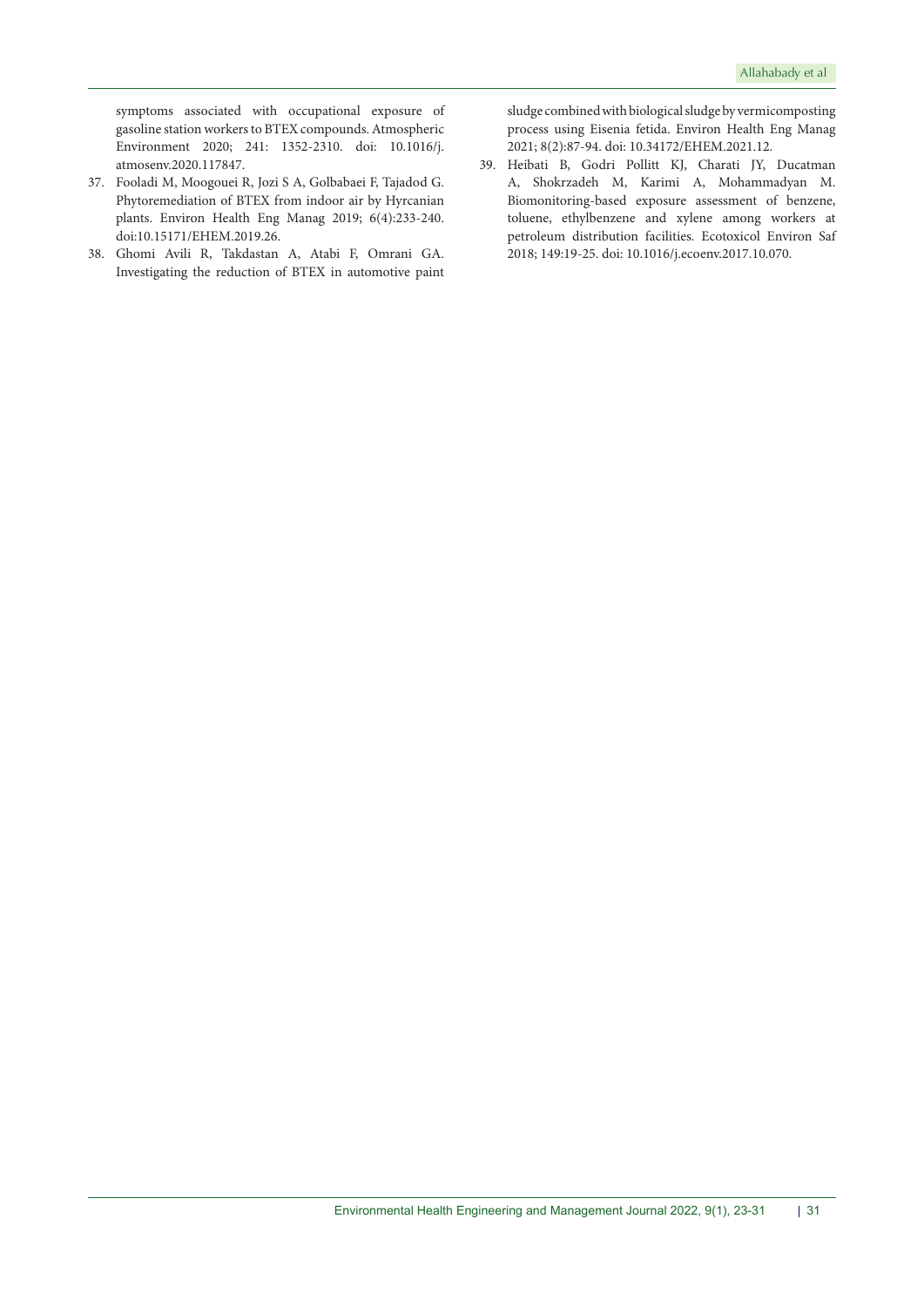symptoms associated with occupational exposure of gasoline station workers to BTEX compounds. Atmospheric Environment 2020; 241: 1352-2310. doi: 10.1016/j.atmosenv.2020.117847.

37. Fooladi M, Moogouei R, Jozi S A, Golbabaei F, Tajadod G. Phytoremediation of BTEX from indoor air by Hyrcanian plants. Environ Health Eng Manag 2019; 6(4):233-240. doi:10.15171/EHEM.2019.26.
38. Ghomi Avili R, Takdastan A, Atabi F, Omrani GA. Investigating the reduction of BTEX in automotive paint sludge combined with biological sludge by vermicomposting process using Eisenia fetida. Environ Health Eng Manag 2021; 8(2):87-94. doi: 10.34172/EHEM.2021.12.
39. Heibati B, Godri Pollitt KJ, Charati JY, Ducatman A, Shokrzadeh M, Karimi A, Mohammadyan M. Biomonitoring-based exposure assessment of benzene, toluene, ethylbenzene and xylene among workers at petroleum distribution facilities. Ecotoxicol Environ Saf 2018; 149:19-25. doi: 10.1016/j.ecoenv.2017.10.070.